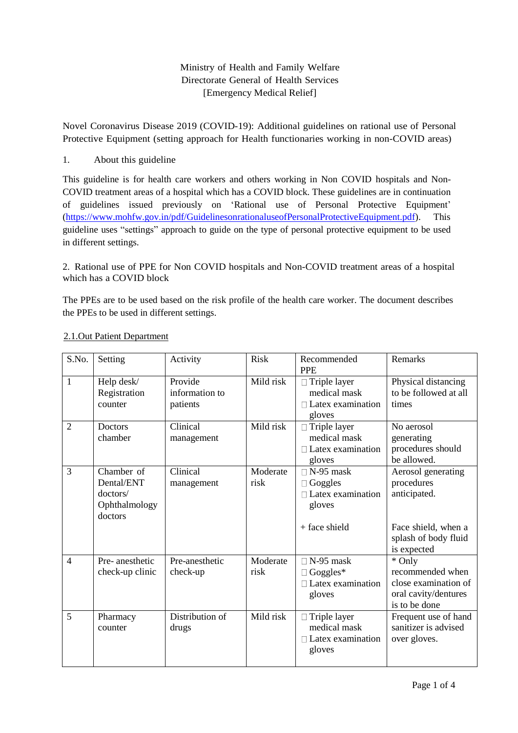Ministry of Health and Family Welfare
Directorate General of Health Services
[Emergency Medical Relief]

Novel Coronavirus Disease 2019 (COVID-19): Additional guidelines on rational use of Personal Protective Equipment (setting approach for Health functionaries working in non-COVID areas)

1. About this guideline

This guideline is for health care workers and others working in Non COVID hospitals and Non-COVID treatment areas of a hospital which has a COVID block. These guidelines are in continuation of guidelines issued previously on 'Rational use of Personal Protective Equipment' (https://www.mohfw.gov.in/pdf/GuidelinesonrationaluseofPersonalProtectiveEquipment.pdf). This guideline uses "settings" approach to guide on the type of personal protective equipment to be used in different settings.

2. Rational use of PPE for Non COVID hospitals and Non-COVID treatment areas of a hospital which has a COVID block

The PPEs are to be used based on the risk profile of the health care worker. The document describes the PPEs to be used in different settings.

2.1. Out Patient Department

| S.No. | Setting | Activity | Risk | Recommended PPE | Remarks |
|---|---|---|---|---|---|
| 1 | Help desk/ Registration counter | Provide information to patients | Mild risk | □ Triple layer medical mask<br>□ Latex examination gloves | Physical distancing to be followed at all times |
| 2 | Doctors chamber | Clinical management | Mild risk | □ Triple layer medical mask<br>□ Latex examination gloves | No aerosol generating procedures should be allowed. |
| 3 | Chamber of Dental/ENT doctors/ Ophthalmology doctors | Clinical management | Moderate risk | □ N-95 mask<br>□ Goggles<br>□ Latex examination gloves<br><br>+ face shield | Aerosol generating procedures anticipated.<br><br>Face shield, when a splash of body fluid is expected |
| 4 | Pre- anesthetic check-up clinic | Pre-anesthetic check-up | Moderate risk | □ N-95 mask<br>□ Goggles*<br>□ Latex examination gloves | * Only recommended when close examination of oral cavity/dentures is to be done |
| 5 | Pharmacy counter | Distribution of drugs | Mild risk | □ Triple layer medical mask<br>□ Latex examination gloves | Frequent use of hand sanitizer is advised over gloves. |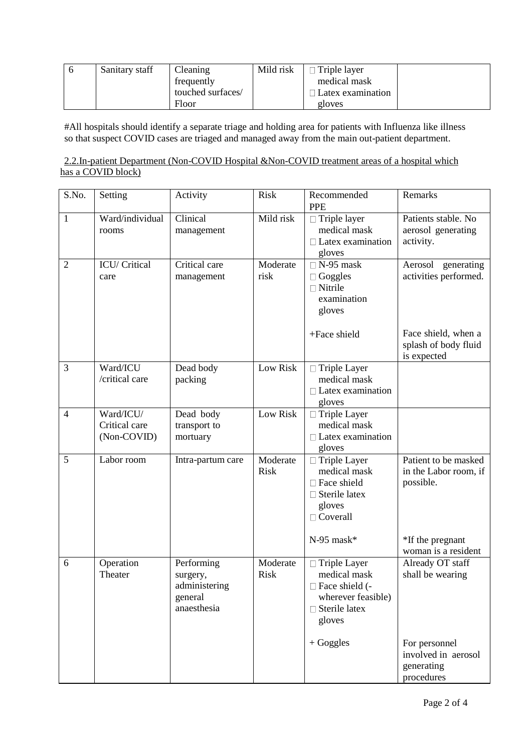| 6 | Sanitary staff | Cleaning frequently touched surfaces/ Floor | Mild risk | □ Triple layer medical mask<br>□ Latex examination gloves | |
|---|---|---|---|---|---|

#All hospitals should identify a separate triage and holding area for patients with Influenza like illness so that suspect COVID cases are triaged and managed away from the main out-patient department.

2.2.In-patient Department (Non-COVID Hospital &Non-COVID treatment areas of a hospital which has a COVID block)

| S.No. | Setting | Activity | Risk | Recommended PPE | Remarks |
|---|---|---|---|---|---|
| 1 | Ward/individual rooms | Clinical management | Mild risk | □ Triple layer medical mask<br>□ Latex examination gloves | Patients stable. No aerosol generating activity. |
| 2 | ICU/ Critical care | Critical care management | Moderate risk | □ N-95 mask<br>□ Goggles<br>□ Nitrile examination gloves<br><br>+Face shield | Aerosol generating activities performed.<br><br>Face shield, when a splash of body fluid is expected |
| 3 | Ward/ICU /critical care | Dead body packing | Low Risk | □ Triple Layer medical mask<br>□ Latex examination gloves | |
| 4 | Ward/ICU/ Critical care (Non-COVID) | Dead body transport to mortuary | Low Risk | □ Triple Layer medical mask<br>□ Latex examination gloves | |
| 5 | Labor room | Intra-partum care | Moderate Risk | □ Triple Layer medical mask<br>□ Face shield<br>□ Sterile latex gloves<br>□ Coverall<br><br>N-95 mask* | Patient to be masked in the Labor room, if possible.<br><br>*If the pregnant woman is a resident |
| 6 | Operation Theater | Performing surgery, administering general anaesthesia | Moderate Risk | □ Triple Layer medical mask<br>□ Face shield (-wherever feasible)<br>□ Sterile latex gloves<br><br>+ Goggles | Already OT staff shall be wearing<br><br>For personnel involved in aerosol generating procedures |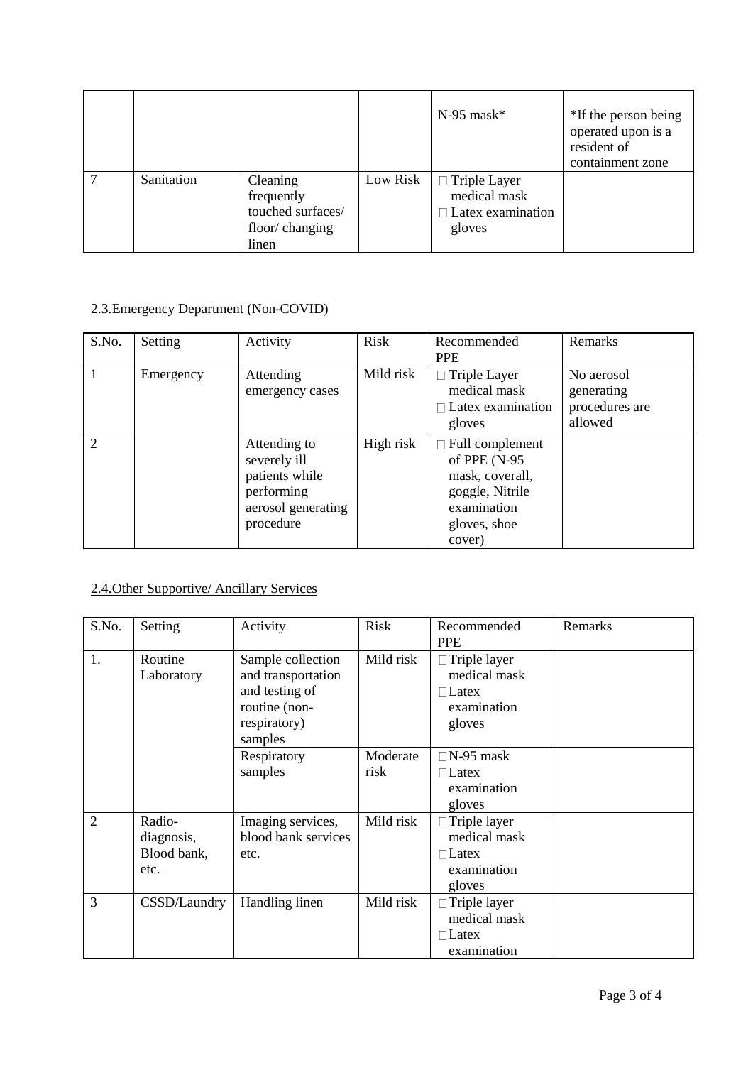| | | | | | |
|---|---|---|---|---|---|
| | | | | N-95 mask* | *If the person being operated upon is a resident of containment zone |
| 7 | Sanitation | Cleaning frequently touched surfaces/ floor/ changing linen | Low Risk | □ Triple Layer medical mask<br>□ Latex examination gloves | |

## 2.3.Emergency Department (Non-COVID)

| S.No. | Setting | Activity | Risk | Recommended PPE | Remarks |
|---|---|---|---|---|---|
| 1 | Emergency | Attending emergency cases | Mild risk | □ Triple Layer medical mask<br>□ Latex examination gloves | No aerosol generating procedures are allowed |
| 2 | | Attending to severely ill patients while performing aerosol generating procedure | High risk | □ Full complement of PPE (N-95 mask, coverall, goggle, Nitrile examination gloves, shoe cover) | |

## 2.4.Other Supportive/ Ancillary Services

| S.No. | Setting | Activity | Risk | Recommended PPE | Remarks |
|---|---|---|---|---|---|
| 1. | Routine Laboratory | Sample collection and transportation and testing of routine (non-respiratory) samples | Mild risk | □Triple layer medical mask<br>□Latex examination gloves | |
| | | Respiratory samples | Moderate risk | □N-95 mask<br>□Latex examination gloves | |
| 2 | Radio-diagnosis, Blood bank, etc. | Imaging services, blood bank services etc. | Mild risk | □Triple layer medical mask<br>□Latex examination gloves | |
| 3 | CSSD/Laundry | Handling linen | Mild risk | □Triple layer medical mask<br>□Latex examination | |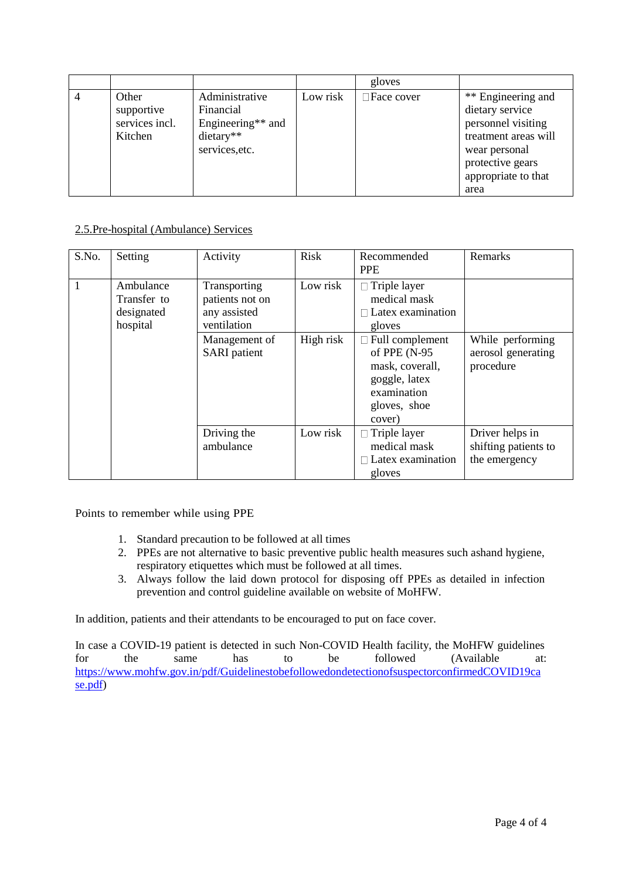| | | | | | |
|---|---|---|---|---|---|
| | | | | gloves | |
| 4 | Other supportive services incl. Kitchen | Administrative Financial Engineering** and dietary** services,etc. | Low risk | □ Face cover | ** Engineering and dietary service personnel visiting treatment areas will wear personal protective gears appropriate to that area |

2.5.Pre-hospital (Ambulance) Services

| S.No. | Setting | Activity | Risk | Recommended PPE | Remarks |
|---|---|---|---|---|---|
| 1 | Ambulance Transfer to designated hospital | Transporting patients not on any assisted ventilation | Low risk | □ Triple layer medical mask<br>□ Latex examination gloves | |
| | | Management of SARI patient | High risk | □ Full complement of PPE (N-95 mask, coverall, goggle, latex examination gloves, shoe cover) | While performing aerosol generating procedure |
| | | Driving the ambulance | Low risk | □ Triple layer medical mask<br>□ Latex examination gloves | Driver helps in shifting patients to the emergency |

Points to remember while using PPE

1. Standard precaution to be followed at all times
2. PPEs are not alternative to basic preventive public health measures such ashand hygiene, respiratory etiquettes which must be followed at all times.
3. Always follow the laid down protocol for disposing off PPEs as detailed in infection prevention and control guideline available on website of MoHFW.

In addition, patients and their attendants to be encouraged to put on face cover.

In case a COVID-19 patient is detected in such Non-COVID Health facility, the MoHFW guidelines for the same has to be followed (Available at: https://www.mohfw.gov.in/pdf/GuidelinestobefollowedondetectionofsuspectorconfirmedCOVID19case.pdf)